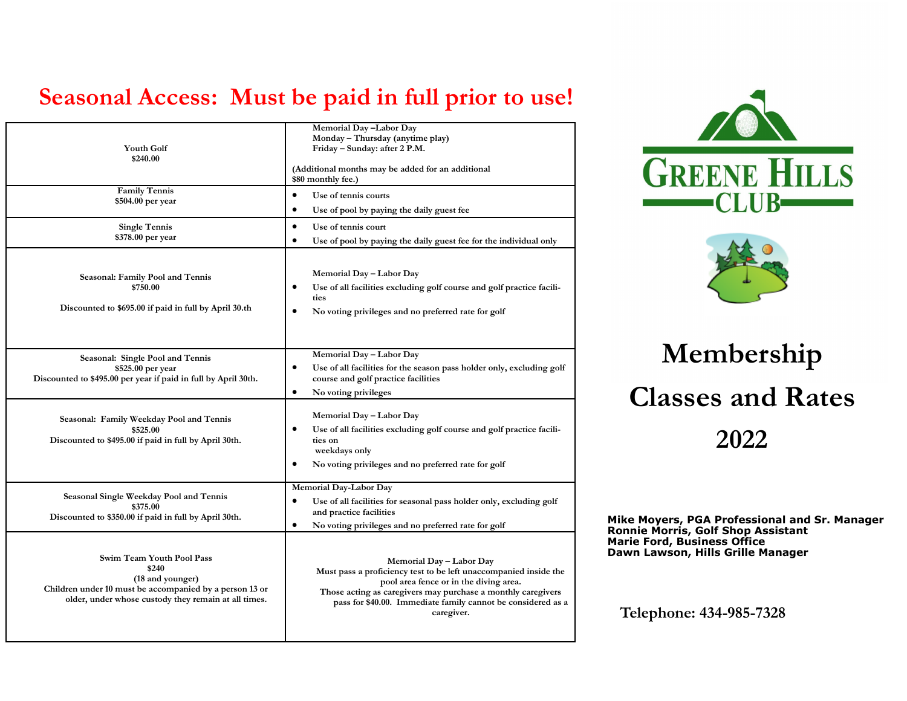# Seasonal Access: Must be paid in full prior to use!

| | |
|---|---|
| **Youth Golf**<br>**$240.00** | Memorial Day –Labor Day<br>Monday – Thursday (anytime play)<br>Friday – Sunday: after 2 P.M.<br><br>(Additional months may be added for an additional $80 monthly fee.) |
| **Family Tennis**<br>$504.00 per year | • Use of tennis courts<br>• Use of pool by paying the daily guest fee |
| **Single Tennis**<br>$378.00 per year | • Use of tennis court<br>• Use of pool by paying the daily guest fee for the individual only |
| **Seasonal: Family Pool and Tennis**<br>**$750.00**<br><br>**Discounted to $695.00 if paid in full by April 30.th** | Memorial Day – Labor Day<br>• Use of all facilities excluding golf course and golf practice facilities<br>• No voting privileges and no preferred rate for golf |
| **Seasonal: Single Pool and Tennis**<br>**$525.00 per year**<br>**Discounted to $495.00 per year if paid in full by April 30th.** | Memorial Day – Labor Day<br>• Use of all facilities for the season pass holder only, excluding golf course and golf practice facilities<br>• No voting privileges |
| **Seasonal: Family Weekday Pool and Tennis**<br>**$525.00**<br>**Discounted to $495.00 if paid in full by April 30th.** | Memorial Day – Labor Day<br>• Use of all facilities excluding golf course and golf practice facilities on weekdays only<br>• No voting privileges and no preferred rate for golf |
| **Seasonal Single Weekday Pool and Tennis**<br>**$375.00**<br>**Discounted to $350.00 if paid in full by April 30th.** | Memorial Day-Labor Day<br>• Use of all facilities for seasonal pass holder only, excluding golf and practice facilities<br>• No voting privileges and no preferred rate for golf |
| **Swim Team Youth Pool Pass**<br>**$240**<br>**(18 and younger)**<br>**Children under 10 must be accompanied by a person 13 or older, under whose custody they remain at all times.** | Memorial Day – Labor Day<br>Must pass a proficiency test to be left unaccompanied inside the pool area fence or in the diving area.<br>Those acting as caregivers may purchase a monthly caregivers pass for $40.00. Immediate family cannot be considered as a caregiver. |

# GREENE HILLS CLUB

# Membership Classes and Rates 2022

**Mike Moyers, PGA Professional and Sr. Manager**
**Ronnie Morris, Golf Shop Assistant**
**Marie Ford, Business Office**
**Dawn Lawson, Hills Grille Manager**

**Telephone: 434-985-7328**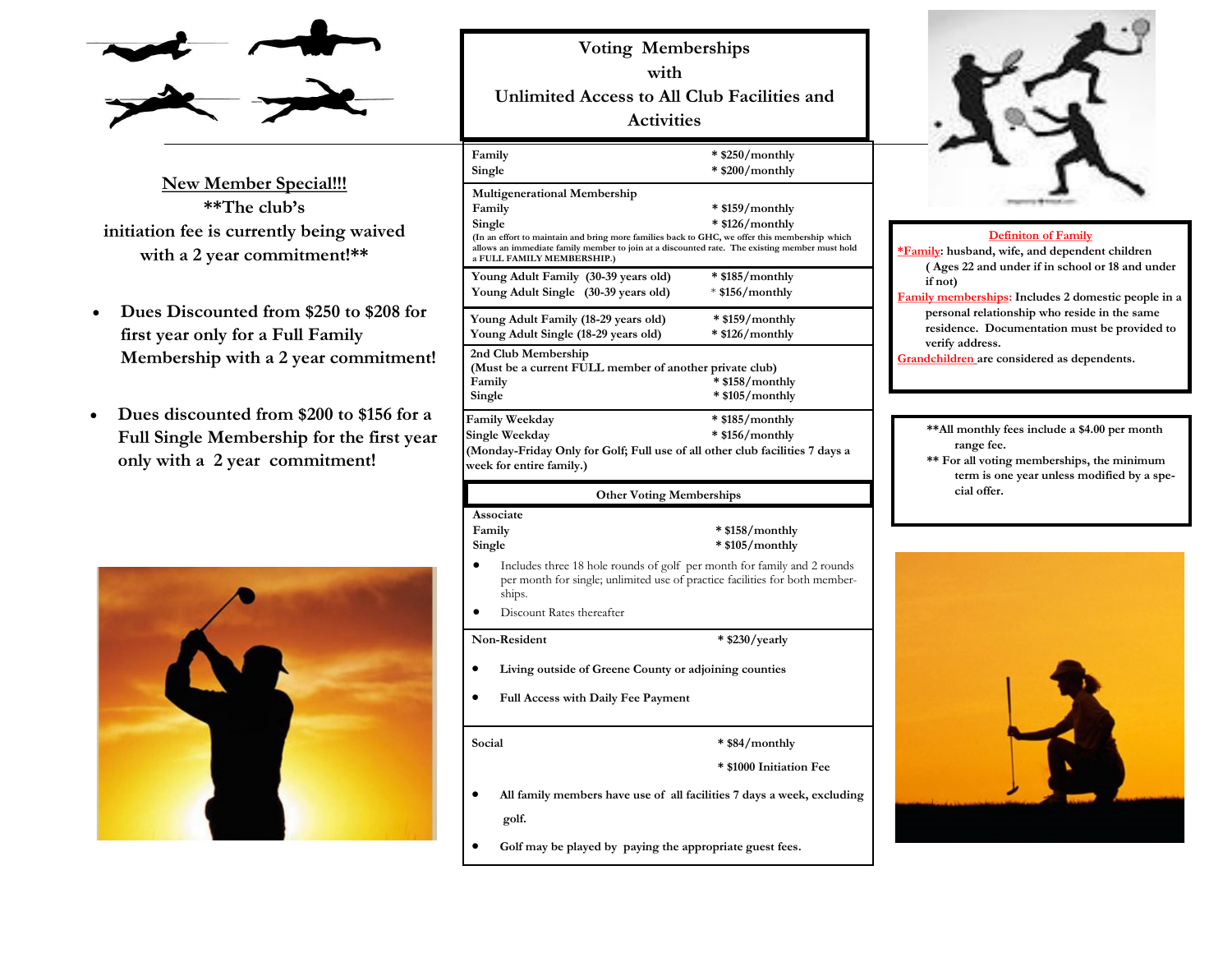**New Member Special!!!**
**\*\*The club's initiation fee is currently being waived with a 2 year commitment!\*\***

- **Dues Discounted from $250 to $208 for first year only for a Full Family Membership with a 2 year commitment!**
- **Dues discounted from $200 to $156 for a Full Single Membership for the first year only with a 2 year commitment!**

## Voting Memberships with Unlimited Access to All Club Facilities and Activities

| | |
|---|---|
| Family | * $250/monthly |
| Single | * $200/monthly |
| **Multigenerational Membership** | |
| Family | * $159/monthly |
| Single | * $126/monthly |
| (In an effort to maintain and bring more families back to GHC, we offer this membership which allows an immediate family member to join at a discounted rate. The existing member must hold a FULL FAMILY MEMBERSHIP.) | |
| Young Adult Family (30-39 years old) | * $185/monthly |
| Young Adult Single (30-39 years old) | * $156/monthly |
| Young Adult Family (18-29 years old) | * $159/monthly |
| Young Adult Single (18-29 years old) | * $126/monthly |
| 2nd Club Membership (Must be a current FULL member of another private club) | |
| Family | * $158/monthly |
| Single | * $105/monthly |
| Family Weekday | * $185/monthly |
| Single Weekday | * $156/monthly |
| (Monday-Friday Only for Golf; Full use of all other club facilities 7 days a week for entire family.) | |

### Other Voting Memberships

| | |
|---|---|
| **Associate** | |
| Family | * $158/monthly |
| Single | * $105/monthly |

- Includes three 18 hole rounds of golf per month for family and 2 rounds per month for single; unlimited use of practice facilities for both memberships.
- Discount Rates thereafter

| | |
|---|---|
| **Non-Resident** | * $230/yearly |

- Living outside of Greene County or adjoining counties
- Full Access with Daily Fee Payment

| | |
|---|---|
| **Social** | * $84/monthly |
| | * $1000 Initiation Fee |

- All family members have use of all facilities 7 days a week, excluding golf.
- Golf may be played by paying the appropriate guest fees.

**Definiton of Family**

**\*Family**: husband, wife, and dependent children ( Ages 22 and under if in school or 18 and under if not)

**Family memberships**: Includes 2 domestic people in a personal relationship who reside in the same residence. Documentation must be provided to verify address.

**Grandchildren** are considered as dependents.

**\*\*All monthly fees include a $4.00 per month range fee.**

**\*\* For all voting memberships, the minimum term is one year unless modified by a special offer.**